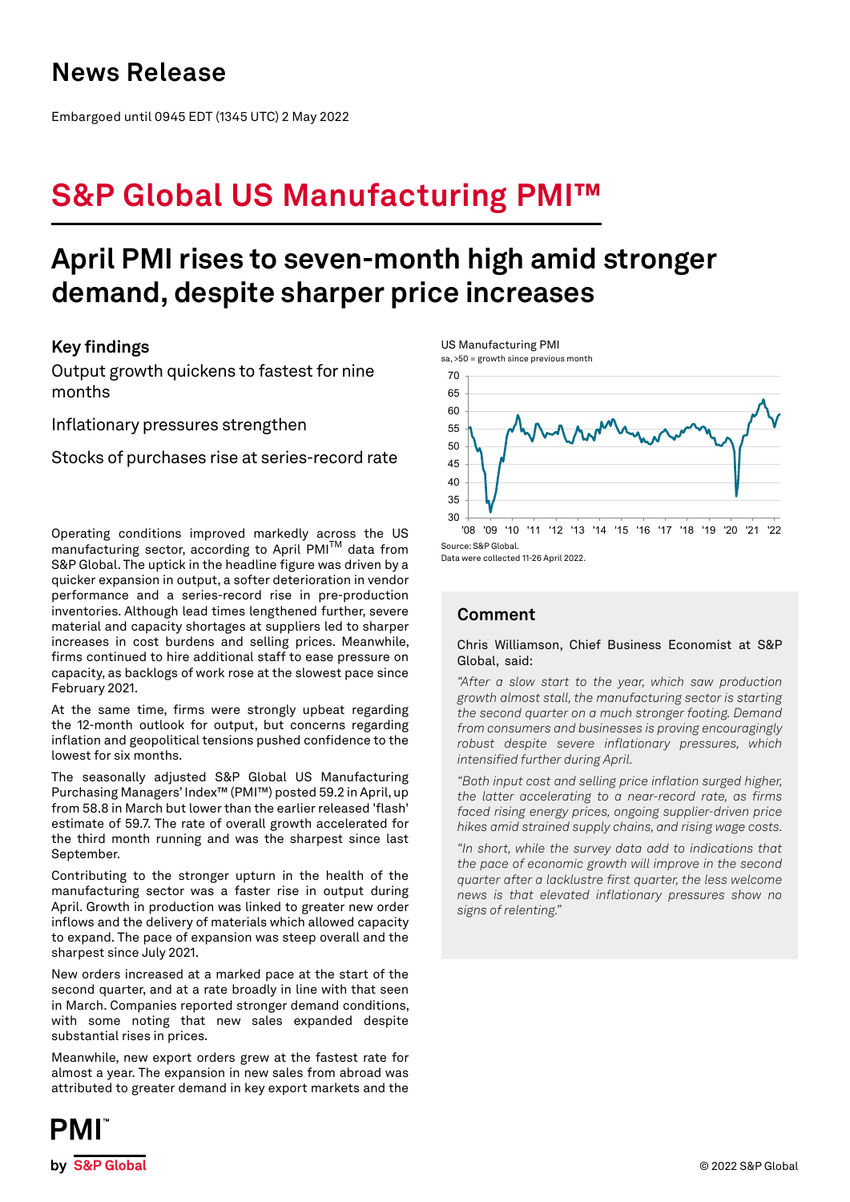# News Release

Embargoed until 0945 EDT (1345 UTC) 2 May 2022

# S&P Global US Manufacturing PMI™

## April PMI rises to seven-month high amid stronger demand, despite sharper price increases

### Key findings

Output growth quickens to fastest for nine months

Inflationary pressures strengthen

Stocks of purchases rise at series-record rate

Operating conditions improved markedly across the US manufacturing sector, according to April PMI™ data from S&P Global. The uptick in the headline figure was driven by a quicker expansion in output, a softer deterioration in vendor performance and a series-record rise in pre-production inventories. Although lead times lengthened further, severe material and capacity shortages at suppliers led to sharper increases in cost burdens and selling prices. Meanwhile, firms continued to hire additional staff to ease pressure on capacity, as backlogs of work rose at the slowest pace since February 2021.

At the same time, firms were strongly upbeat regarding the 12-month outlook for output, but concerns regarding inflation and geopolitical tensions pushed confidence to the lowest for six months.

The seasonally adjusted S&P Global US Manufacturing Purchasing Managers' Index™ (PMI™) posted 59.2 in April, up from 58.8 in March but lower than the earlier released 'flash' estimate of 59.7. The rate of overall growth accelerated for the third month running and was the sharpest since last September.

Contributing to the stronger upturn in the health of the manufacturing sector was a faster rise in output during April. Growth in production was linked to greater new order inflows and the delivery of materials which allowed capacity to expand. The pace of expansion was steep overall and the sharpest since July 2021.

New orders increased at a marked pace at the start of the second quarter, and at a rate broadly in line with that seen in March. Companies reported stronger demand conditions, with some noting that new sales expanded despite substantial rises in prices.

Meanwhile, new export orders grew at the fastest rate for almost a year. The expansion in new sales from abroad was attributed to greater demand in key export markets and the

US Manufacturing PMI

sa, >50 = growth since previous month

Source: S&P Global.

Data were collected 11-26 April 2022.

### Comment

Chris Williamson, Chief Business Economist at S&P Global, said:

*"After a slow start to the year, which saw production growth almost stall, the manufacturing sector is starting the second quarter on a much stronger footing. Demand from consumers and businesses is proving encouragingly robust despite severe inflationary pressures, which intensified further during April.*

*"Both input cost and selling price inflation surged higher, the latter accelerating to a near-record rate, as firms faced rising energy prices, ongoing supplier-driven price hikes amid strained supply chains, and rising wage costs.*

*"In short, while the survey data add to indications that the pace of economic growth will improve in the second quarter after a lacklustre first quarter, the less welcome news is that elevated inflationary pressures show no signs of relenting."*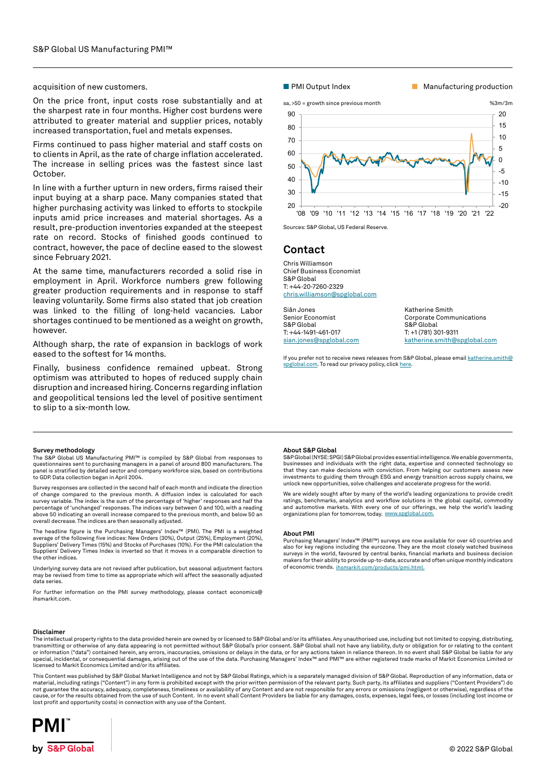acquisition of new customers.

On the price front, input costs rose substantially and at the sharpest rate in four months. Higher cost burdens were attributed to greater material and supplier prices, notably increased transportation, fuel and metals expenses.

Firms continued to pass higher material and staff costs on to clients in April, as the rate of charge inflation accelerated. The increase in selling prices was the fastest since last October.

In line with a further upturn in new orders, firms raised their input buying at a sharp pace. Many companies stated that higher purchasing activity was linked to efforts to stockpile inputs amid price increases and material shortages. As a result, pre-production inventories expanded at the steepest rate on record. Stocks of finished goods continued to contract, however, the pace of decline eased to the slowest since February 2021.

At the same time, manufacturers recorded a solid rise in employment in April. Workforce numbers grew following greater production requirements and in response to staff leaving voluntarily. Some firms also stated that job creation was linked to the filling of long-held vacancies. Labor shortages continued to be mentioned as a weight on growth, however.

Although sharp, the rate of expansion in backlogs of work eased to the softest for 14 months.

Finally, business confidence remained upbeat. Strong optimism was attributed to hopes of reduced supply chain disruption and increased hiring. Concerns regarding inflation and geopolitical tensions led the level of positive sentiment to slip to a six-month low.

PMI Output Index
Manufacturing production
sa, >50 = growth since previous month
%3m/3m
90
80
70
60
50
40
30
20
20
15
10
5
0
-5
-10
-15
-20
'08 '09 '10 '11 '12 '13 '14 '15 '16 '17 '18 '19 '20 '21 '22

Sources: S&P Global, US Federal Reserve.

## Contact

Chris Williamson
Chief Business Economist
S&P Global
T: +44-20-7260-2329
chris.williamson@spglobal.com

Siân Jones
Senior Economist
S&P Global
T: +44-1491-461-017
sian.jones@spglobal.com

Katherine Smith
Corporate Communications
S&P Global
T: +1 (781) 301-9311
katherine.smith@spglobal.com

If you prefer not to receive news releases from S&P Global, please email katherine.smith@spglobal.com. To read our privacy policy, click here.

### Survey methodology

The S&P Global US Manufacturing PMI™ is compiled by S&P Global from responses to questionnaires sent to purchasing managers in a panel of around 800 manufacturers. The panel is stratified by detailed sector and company workforce size, based on contributions to GDP. Data collection began in April 2004.

Survey responses are collected in the second half of each month and indicate the direction of change compared to the previous month. A diffusion index is calculated for each survey variable. The index is the sum of the percentage of 'higher' responses and half the percentage of 'unchanged' responses. The indices vary between 0 and 100, with a reading above 50 indicating an overall increase compared to the previous month, and below 50 an overall decrease. The indices are then seasonally adjusted.

The headline figure is the Purchasing Managers' Index™ (PMI). The PMI is a weighted average of the following five indices: New Orders (30%), Output (25%), Employment (20%), Suppliers' Delivery Times (15%) and Stocks of Purchases (10%). For the PMI calculation the Suppliers' Delivery Times Index is inverted so that it moves in a comparable direction to the other indices.

Underlying survey data are not revised after publication, but seasonal adjustment factors may be revised from time to time as appropriate which will affect the seasonally adjusted data series.

For further information on the PMI survey methodology, please contact economics@ihsmarkit.com.

### About S&P Global

S&P Global (NYSE: SPGI) S&P Global provides essential intelligence. We enable governments, businesses and individuals with the right data, expertise and connected technology so that they can make decisions with conviction. From helping our customers assess new investments to guiding them through ESG and energy transition across supply chains, we unlock new opportunities, solve challenges and accelerate progress for the world.

We are widely sought after by many of the world's leading organizations to provide credit ratings, benchmarks, analytics and workflow solutions in the global capital, commodity and automotive markets. With every one of our offerings, we help the world's leading organizations plan for tomorrow, today. www.spglobal.com.

### About PMI

Purchasing Managers' Index™ (PMI™) surveys are now available for over 40 countries and also for key regions including the eurozone. They are the most closely watched business surveys in the world, favoured by central banks, financial markets and business decision makers for their ability to provide up-to-date, accurate and often unique monthly indicators of economic trends. ihsmarkit.com/products/pmi.html.

### Disclaimer

The intellectual property rights to the data provided herein are owned by or licensed to S&P Global and/or its affiliates. Any unauthorised use, including but not limited to copying, distributing, transmitting or otherwise of any data appearing is not permitted without S&P Global's prior consent. S&P Global shall not have any liability, duty or obligation for or relating to the content or information ("data") contained herein, any errors, inaccuracies, omissions or delays in the data, or for any actions taken in reliance thereon. In no event shall S&P Global be liable for any special, incidental, or consequential damages, arising out of the use of the data. Purchasing Managers' Index™ and PMI™ are either registered trade marks of Markit Economics Limited or licensed to Markit Economics Limited and/or its affiliates.

This Content was published by S&P Global Market Intelligence and not by S&P Global Ratings, which is a separately managed division of S&P Global. Reproduction of any information, data or material, including ratings ("Content") in any form is prohibited except with the prior written permission of the relevant party. Such party, its affiliates and suppliers ("Content Providers") do not guarantee the accuracy, adequacy, completeness, timeliness or availability of any Content and are not responsible for any errors or omissions (negligent or otherwise), regardless of the cause, or for the results obtained from the use of such Content. In no event shall Content Providers be liable for any damages, costs, expenses, legal fees, or losses (including lost income or lost profit and opportunity costs) in connection with any use of the Content.

PMI™ by S&P Global

© 2022 S&P Global